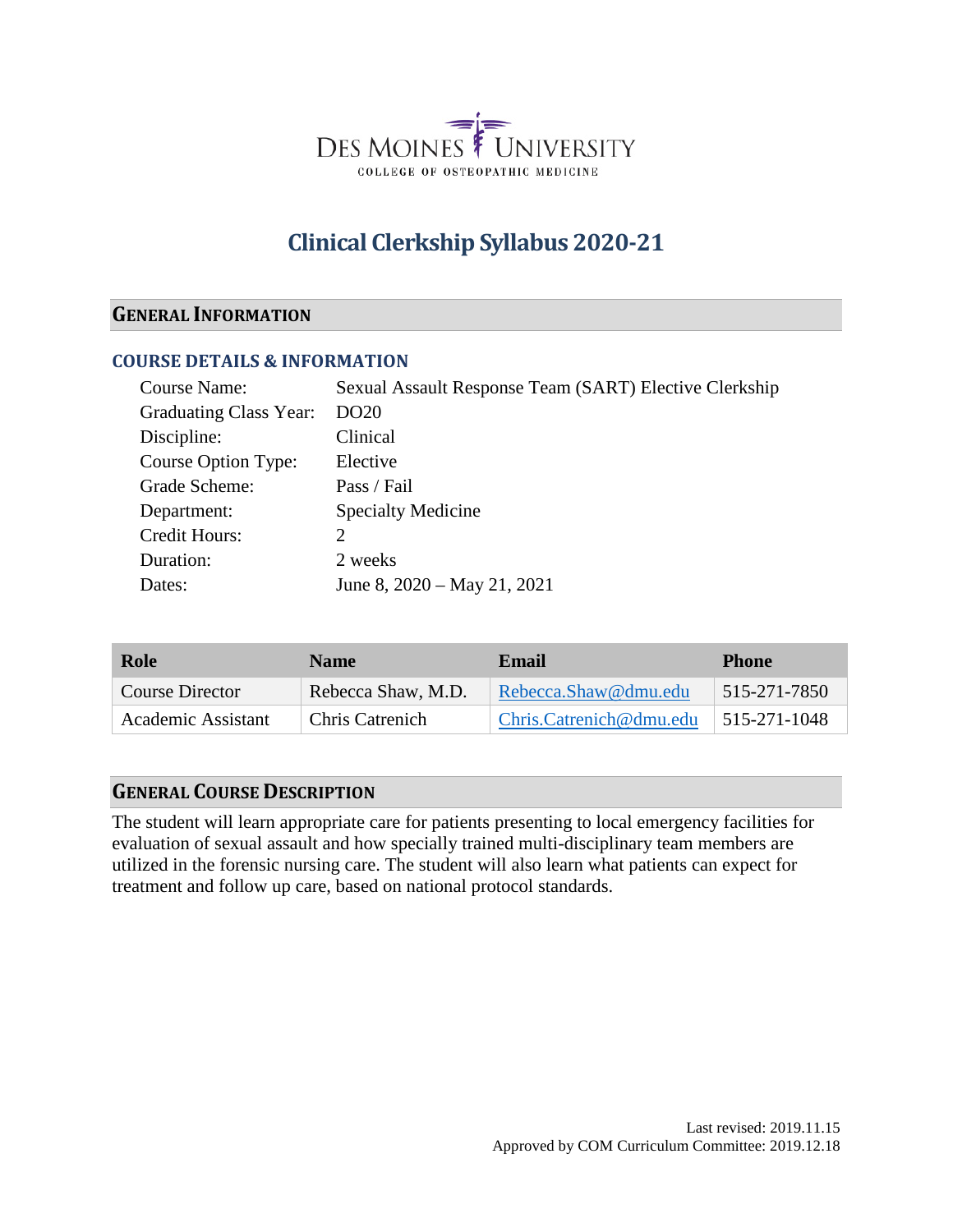DES MOINES UNIVERSITY
COLLEGE OF OSTEOPATHIC MEDICINE

# Clinical Clerkship Syllabus 2020-21

## GENERAL INFORMATION

### COURSE DETAILS & INFORMATION

Course Name: Sexual Assault Response Team (SART) Elective Clerkship
Graduating Class Year: DO20
Discipline: Clinical
Course Option Type: Elective
Grade Scheme: Pass / Fail
Department: Specialty Medicine
Credit Hours: 2
Duration: 2 weeks
Dates: June 8, 2020 – May 21, 2021

| Role | Name | Email | Phone |
|---|---|---|---|
| Course Director | Rebecca Shaw, M.D. | Rebecca.Shaw@dmu.edu | 515-271-7850 |
| Academic Assistant | Chris Catrenich | Chris.Catrenich@dmu.edu | 515-271-1048 |

## GENERAL COURSE DESCRIPTION

The student will learn appropriate care for patients presenting to local emergency facilities for evaluation of sexual assault and how specially trained multi-disciplinary team members are utilized in the forensic nursing care. The student will also learn what patients can expect for treatment and follow up care, based on national protocol standards.

Last revised: 2019.11.15
Approved by COM Curriculum Committee: 2019.12.18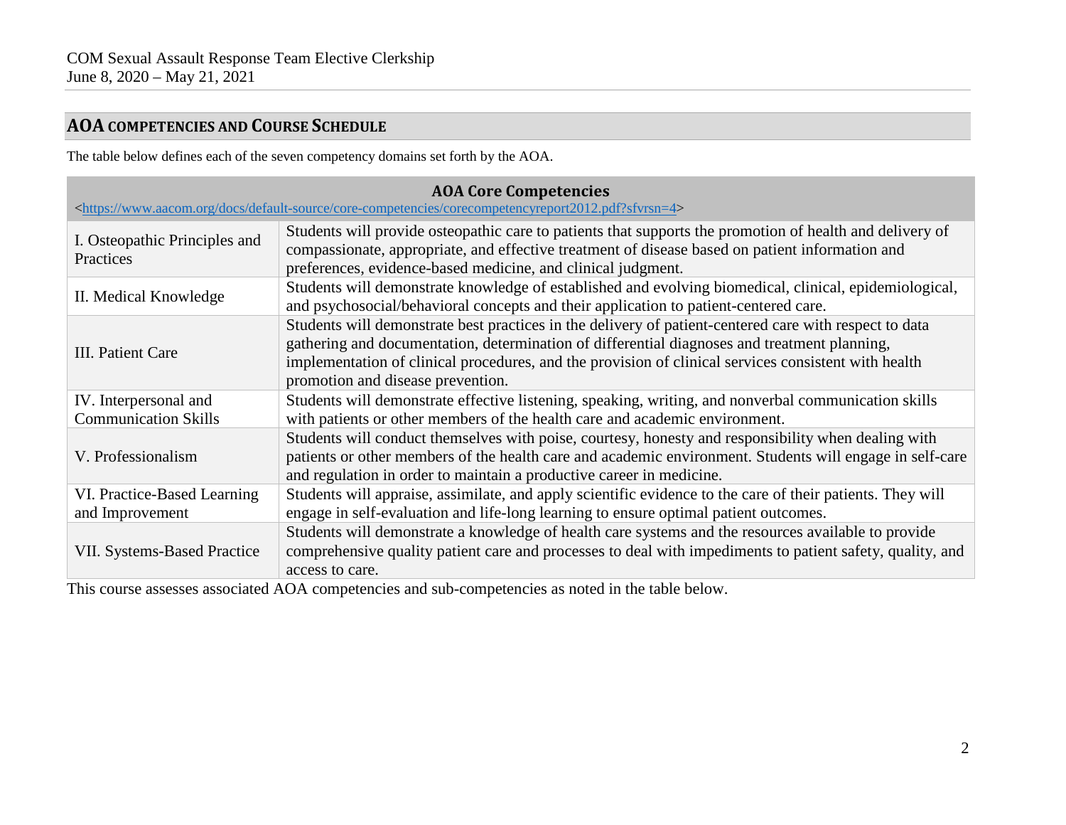## AOA COMPETENCIES AND COURSE SCHEDULE

The table below defines each of the seven competency domains set forth by the AOA.

| AOA Core Competencies <https://www.aacom.org/docs/default-source/core-competencies/corecompetencyreport2012.pdf?sfvrsn=4> | |
|---|---|
| I. Osteopathic Principles and Practices | Students will provide osteopathic care to patients that supports the promotion of health and delivery of compassionate, appropriate, and effective treatment of disease based on patient information and preferences, evidence-based medicine, and clinical judgment. |
| II. Medical Knowledge | Students will demonstrate knowledge of established and evolving biomedical, clinical, epidemiological, and psychosocial/behavioral concepts and their application to patient-centered care. |
| III. Patient Care | Students will demonstrate best practices in the delivery of patient-centered care with respect to data gathering and documentation, determination of differential diagnoses and treatment planning, implementation of clinical procedures, and the provision of clinical services consistent with health promotion and disease prevention. |
| IV. Interpersonal and Communication Skills | Students will demonstrate effective listening, speaking, writing, and nonverbal communication skills with patients or other members of the health care and academic environment. |
| V. Professionalism | Students will conduct themselves with poise, courtesy, honesty and responsibility when dealing with patients or other members of the health care and academic environment. Students will engage in self-care and regulation in order to maintain a productive career in medicine. |
| VI. Practice-Based Learning and Improvement | Students will appraise, assimilate, and apply scientific evidence to the care of their patients. They will engage in self-evaluation and life-long learning to ensure optimal patient outcomes. |
| VII. Systems-Based Practice | Students will demonstrate a knowledge of health care systems and the resources available to provide comprehensive quality patient care and processes to deal with impediments to patient safety, quality, and access to care. |

This course assesses associated AOA competencies and sub-competencies as noted in the table below.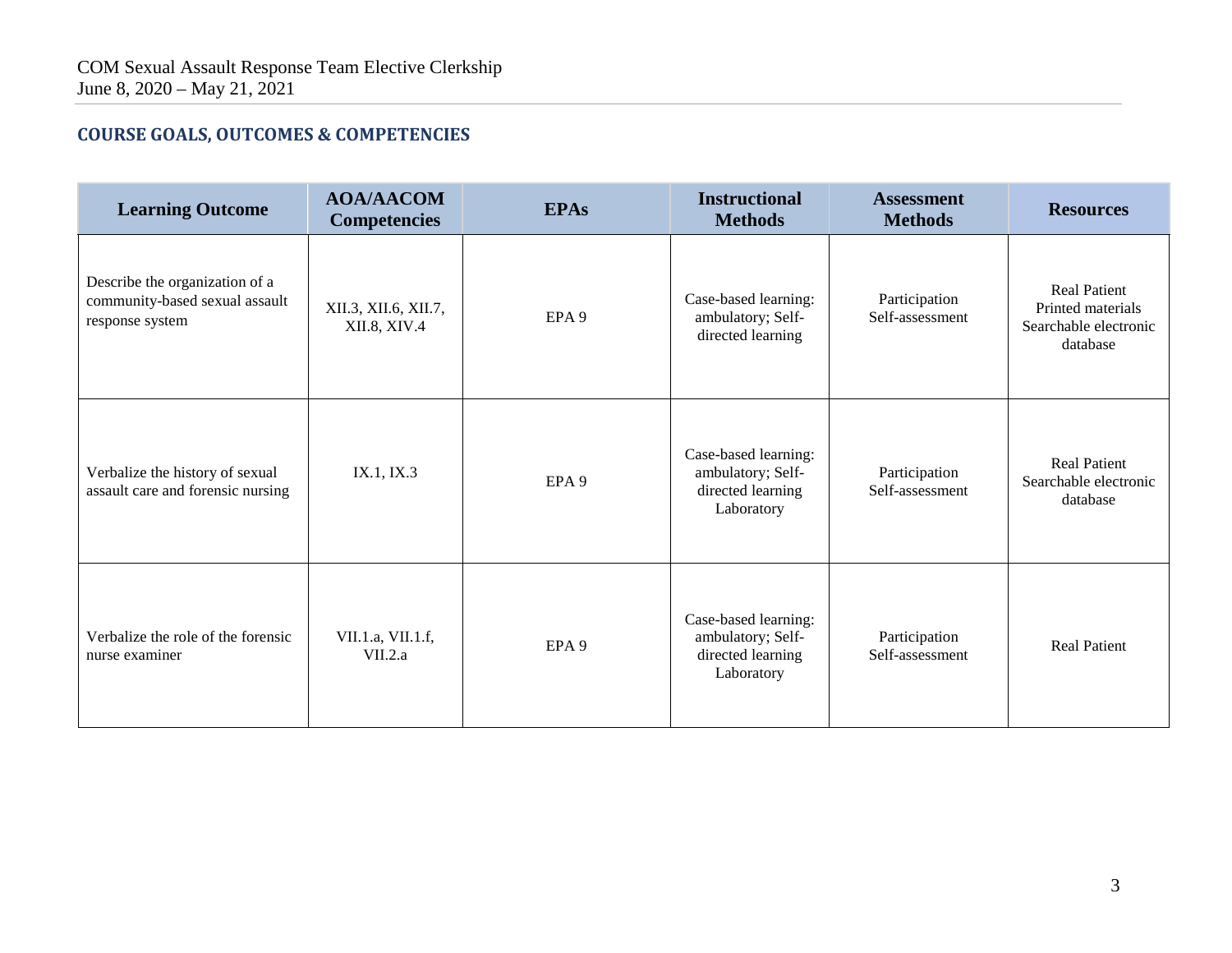## COURSE GOALS, OUTCOMES & COMPETENCIES

| Learning Outcome | AOA/AACOM Competencies | EPAs | Instructional Methods | Assessment Methods | Resources |
|---|---|---|---|---|---|
| Describe the organization of a community-based sexual assault response system | XII.3, XII.6, XII.7, XII.8, XIV.4 | EPA 9 | Case-based learning: ambulatory; Self-directed learning | Participation Self-assessment | Real Patient Printed materials Searchable electronic database |
| Verbalize the history of sexual assault care and forensic nursing | IX.1, IX.3 | EPA 9 | Case-based learning: ambulatory; Self-directed learning Laboratory | Participation Self-assessment | Real Patient Searchable electronic database |
| Verbalize the role of the forensic nurse examiner | VII.1.a, VII.1.f, VII.2.a | EPA 9 | Case-based learning: ambulatory; Self-directed learning Laboratory | Participation Self-assessment | Real Patient |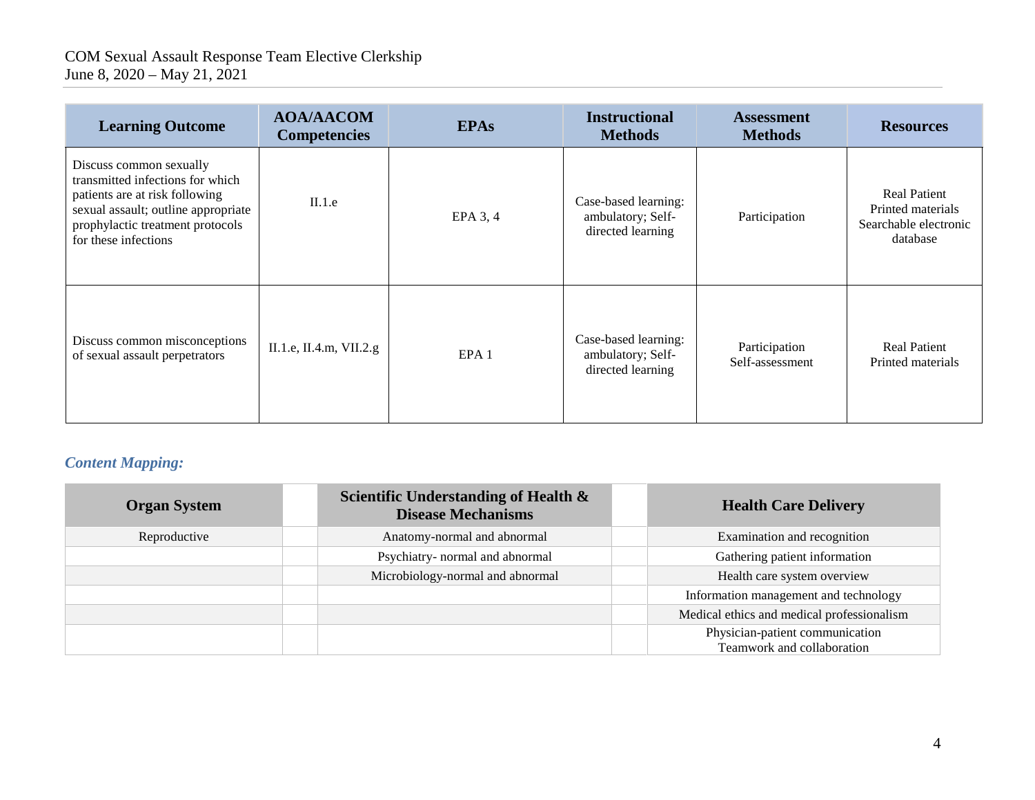| Learning Outcome | AOA/AACOM Competencies | EPAs | Instructional Methods | Assessment Methods | Resources |
|---|---|---|---|---|---|
| Discuss common sexually transmitted infections for which patients are at risk following sexual assault; outline appropriate prophylactic treatment protocols for these infections | II.1.e | EPA 3, 4 | Case-based learning: ambulatory; Self-directed learning | Participation | Real Patient<br>Printed materials<br>Searchable electronic database |
| Discuss common misconceptions of sexual assault perpetrators | II.1.e, II.4.m, VII.2.g | EPA 1 | Case-based learning: ambulatory; Self-directed learning | Participation<br>Self-assessment | Real Patient<br>Printed materials |

### *Content Mapping:*

| Organ System | | Scientific Understanding of Health & Disease Mechanisms | | Health Care Delivery |
|---|---|---|---|---|
| Reproductive | | Anatomy-normal and abnormal | | Examination and recognition |
| | | Psychiatry- normal and abnormal | | Gathering patient information |
| | | Microbiology-normal and abnormal | | Health care system overview |
| | | | | Information management and technology |
| | | | | Medical ethics and medical professionalism |
| | | | | Physician-patient communication<br>Teamwork and collaboration |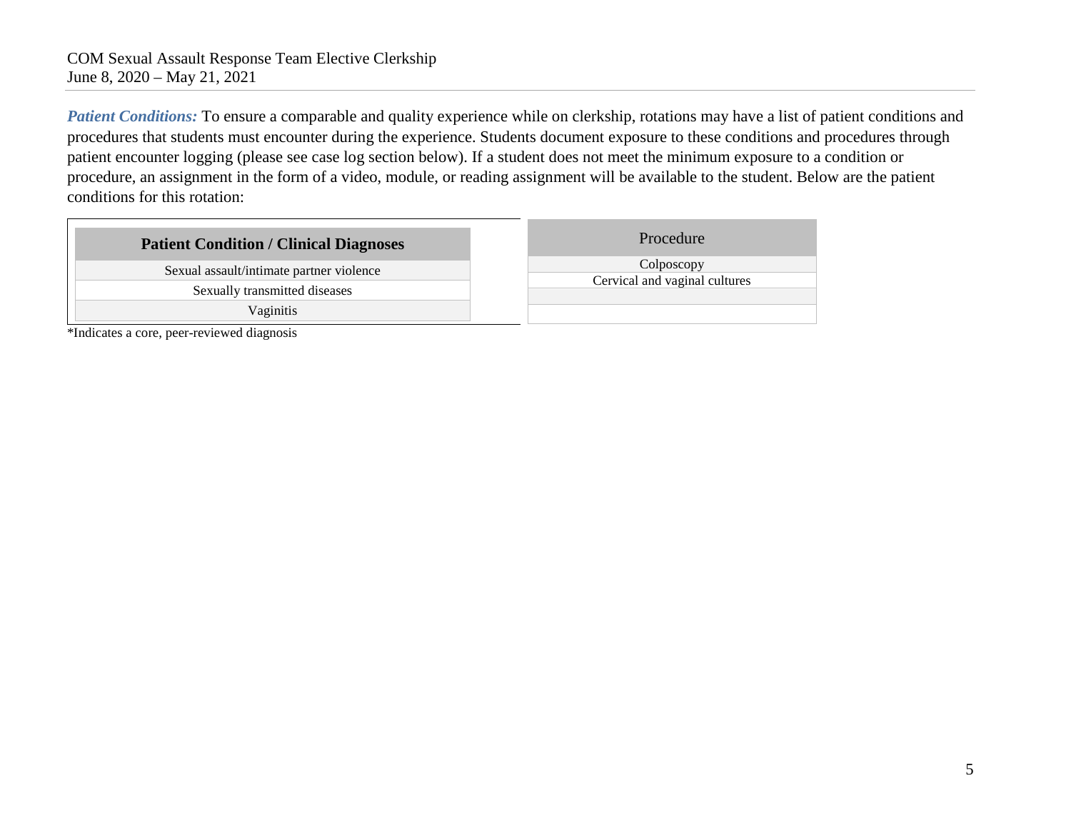***Patient Conditions:*** To ensure a comparable and quality experience while on clerkship, rotations may have a list of patient conditions and procedures that students must encounter during the experience. Students document exposure to these conditions and procedures through patient encounter logging (please see case log section below). If a student does not meet the minimum exposure to a condition or procedure, an assignment in the form of a video, module, or reading assignment will be available to the student. Below are the patient conditions for this rotation:

| **Patient Condition / Clinical Diagnoses** |
| --- |
| Sexual assault/intimate partner violence |
| Sexually transmitted diseases |
| Vaginitis |

*Indicates a core, peer-reviewed diagnosis

| Procedure |
| --- |
| Colposcopy |
| Cervical and vaginal cultures |
| |
| |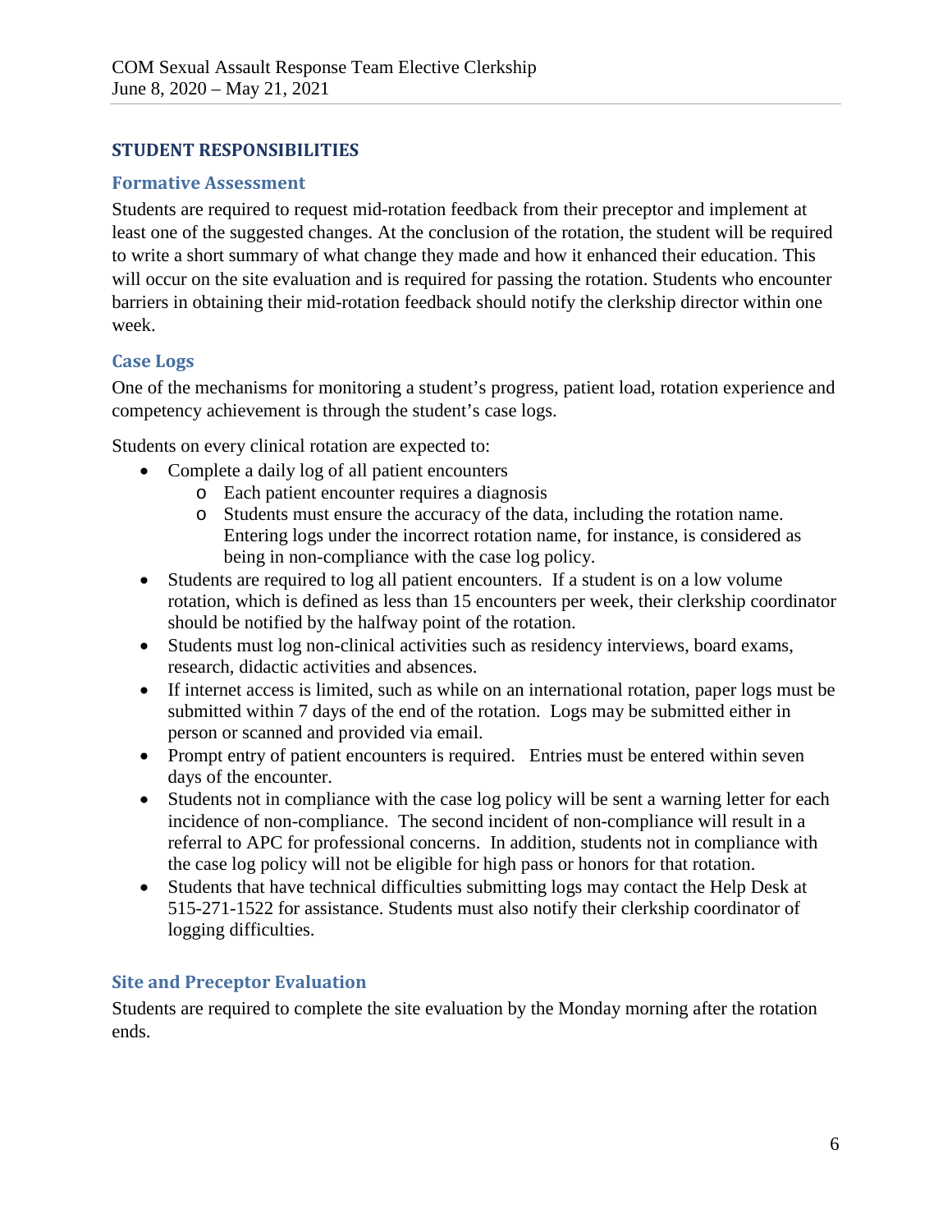## STUDENT RESPONSIBILITIES

### Formative Assessment

Students are required to request mid-rotation feedback from their preceptor and implement at least one of the suggested changes. At the conclusion of the rotation, the student will be required to write a short summary of what change they made and how it enhanced their education. This will occur on the site evaluation and is required for passing the rotation. Students who encounter barriers in obtaining their mid-rotation feedback should notify the clerkship director within one week.

### Case Logs

One of the mechanisms for monitoring a student's progress, patient load, rotation experience and competency achievement is through the student's case logs.

Students on every clinical rotation are expected to:

- Complete a daily log of all patient encounters
  - Each patient encounter requires a diagnosis
  - Students must ensure the accuracy of the data, including the rotation name. Entering logs under the incorrect rotation name, for instance, is considered as being in non-compliance with the case log policy.
- Students are required to log all patient encounters. If a student is on a low volume rotation, which is defined as less than 15 encounters per week, their clerkship coordinator should be notified by the halfway point of the rotation.
- Students must log non-clinical activities such as residency interviews, board exams, research, didactic activities and absences.
- If internet access is limited, such as while on an international rotation, paper logs must be submitted within 7 days of the end of the rotation. Logs may be submitted either in person or scanned and provided via email.
- Prompt entry of patient encounters is required. Entries must be entered within seven days of the encounter.
- Students not in compliance with the case log policy will be sent a warning letter for each incidence of non-compliance. The second incident of non-compliance will result in a referral to APC for professional concerns. In addition, students not in compliance with the case log policy will not be eligible for high pass or honors for that rotation.
- Students that have technical difficulties submitting logs may contact the Help Desk at 515-271-1522 for assistance. Students must also notify their clerkship coordinator of logging difficulties.

### Site and Preceptor Evaluation

Students are required to complete the site evaluation by the Monday morning after the rotation ends.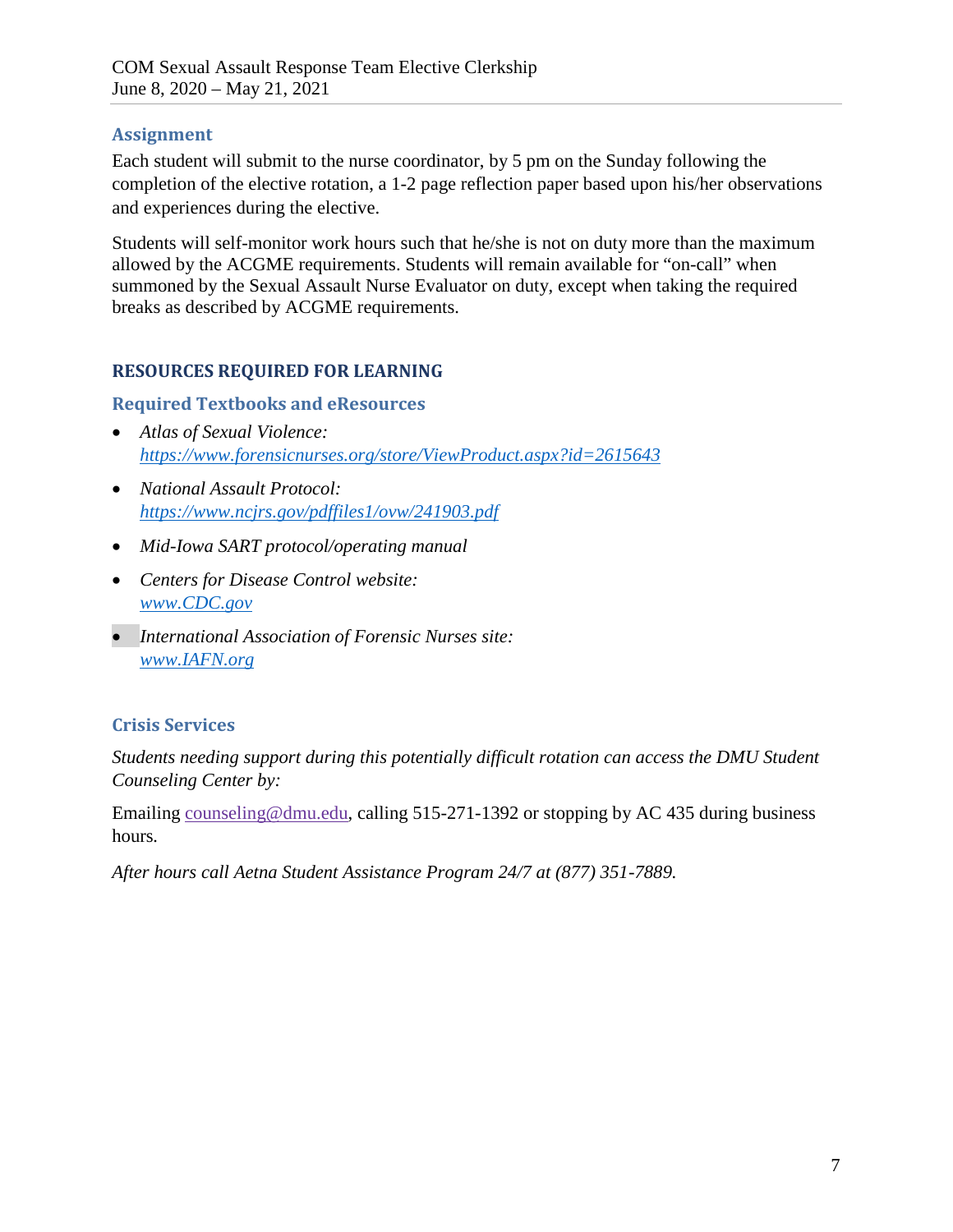## Assignment

Each student will submit to the nurse coordinator, by 5 pm on the Sunday following the completion of the elective rotation, a 1-2 page reflection paper based upon his/her observations and experiences during the elective.

Students will self-monitor work hours such that he/she is not on duty more than the maximum allowed by the ACGME requirements. Students will remain available for "on-call" when summoned by the Sexual Assault Nurse Evaluator on duty, except when taking the required breaks as described by ACGME requirements.

# RESOURCES REQUIRED FOR LEARNING

## Required Textbooks and eResources

- *Atlas of Sexual Violence:* *https://www.forensicnurses.org/store/ViewProduct.aspx?id=2615643*
- *National Assault Protocol:* *https://www.ncjrs.gov/pdffiles1/ovw/241903.pdf*
- *Mid-Iowa SART protocol/operating manual*
- *Centers for Disease Control website:* *www.CDC.gov*
- *International Association of Forensic Nurses site:* *www.IAFN.org*

## Crisis Services

*Students needing support during this potentially difficult rotation can access the DMU Student Counseling Center by:*

Emailing counseling@dmu.edu, calling 515-271-1392 or stopping by AC 435 during business hours.

*After hours call Aetna Student Assistance Program 24/7 at (877) 351-7889.*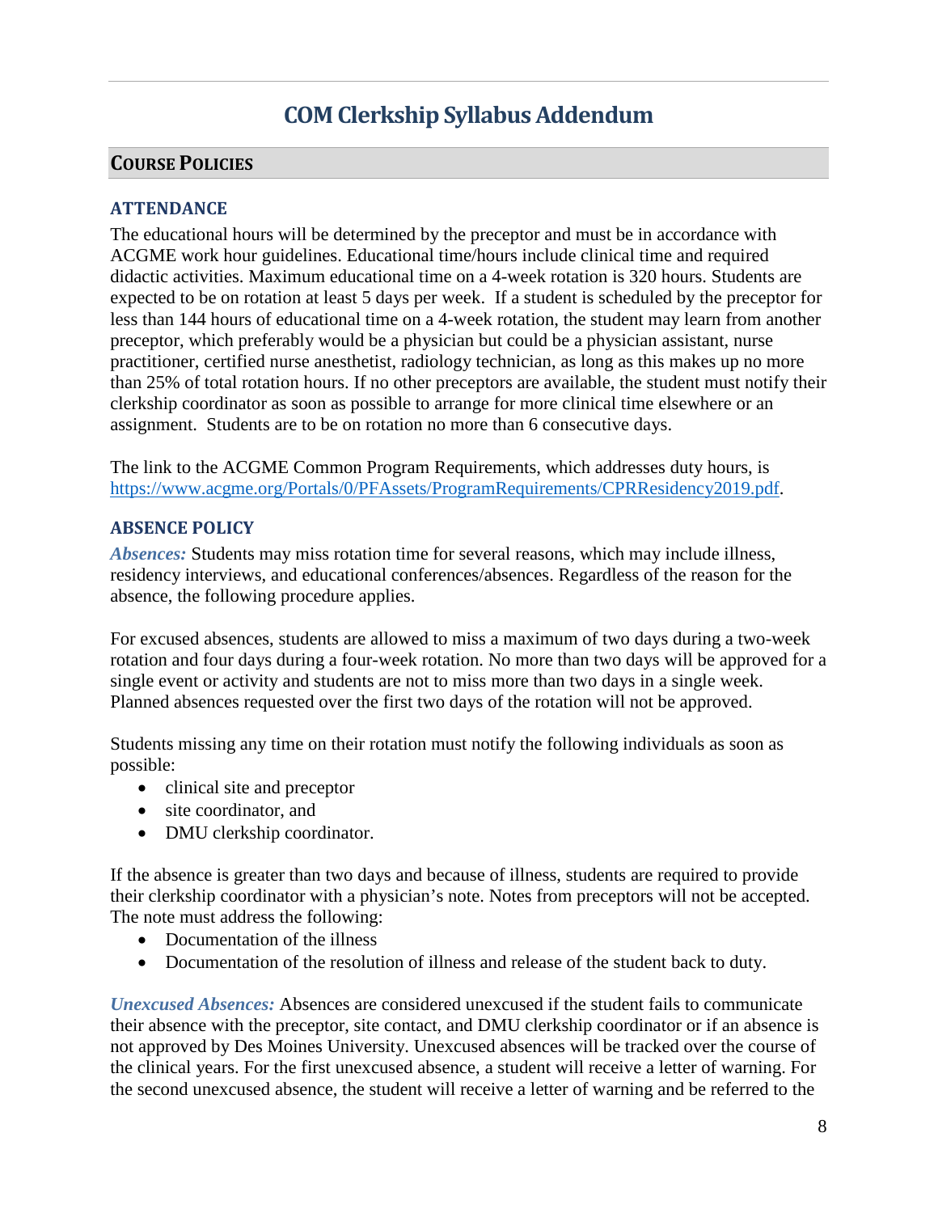# COM Clerkship Syllabus Addendum

## Course Policies

### ATTENDANCE

The educational hours will be determined by the preceptor and must be in accordance with ACGME work hour guidelines. Educational time/hours include clinical time and required didactic activities. Maximum educational time on a 4-week rotation is 320 hours. Students are expected to be on rotation at least 5 days per week. If a student is scheduled by the preceptor for less than 144 hours of educational time on a 4-week rotation, the student may learn from another preceptor, which preferably would be a physician but could be a physician assistant, nurse practitioner, certified nurse anesthetist, radiology technician, as long as this makes up no more than 25% of total rotation hours. If no other preceptors are available, the student must notify their clerkship coordinator as soon as possible to arrange for more clinical time elsewhere or an assignment. Students are to be on rotation no more than 6 consecutive days.

The link to the ACGME Common Program Requirements, which addresses duty hours, is [https://www.acgme.org/Portals/0/PFAssets/ProgramRequirements/CPRResidency2019.pdf](https://www.acgme.org/Portals/0/PFAssets/ProgramRequirements/CPRResidency2019.pdf).

### ABSENCE POLICY

***Absences:*** Students may miss rotation time for several reasons, which may include illness, residency interviews, and educational conferences/absences. Regardless of the reason for the absence, the following procedure applies.

For excused absences, students are allowed to miss a maximum of two days during a two-week rotation and four days during a four-week rotation. No more than two days will be approved for a single event or activity and students are not to miss more than two days in a single week. Planned absences requested over the first two days of the rotation will not be approved.

Students missing any time on their rotation must notify the following individuals as soon as possible:

- clinical site and preceptor
- site coordinator, and
- DMU clerkship coordinator.

If the absence is greater than two days and because of illness, students are required to provide their clerkship coordinator with a physician's note. Notes from preceptors will not be accepted. The note must address the following:

- Documentation of the illness
- Documentation of the resolution of illness and release of the student back to duty.

***Unexcused Absences:*** Absences are considered unexcused if the student fails to communicate their absence with the preceptor, site contact, and DMU clerkship coordinator or if an absence is not approved by Des Moines University. Unexcused absences will be tracked over the course of the clinical years. For the first unexcused absence, a student will receive a letter of warning. For the second unexcused absence, the student will receive a letter of warning and be referred to the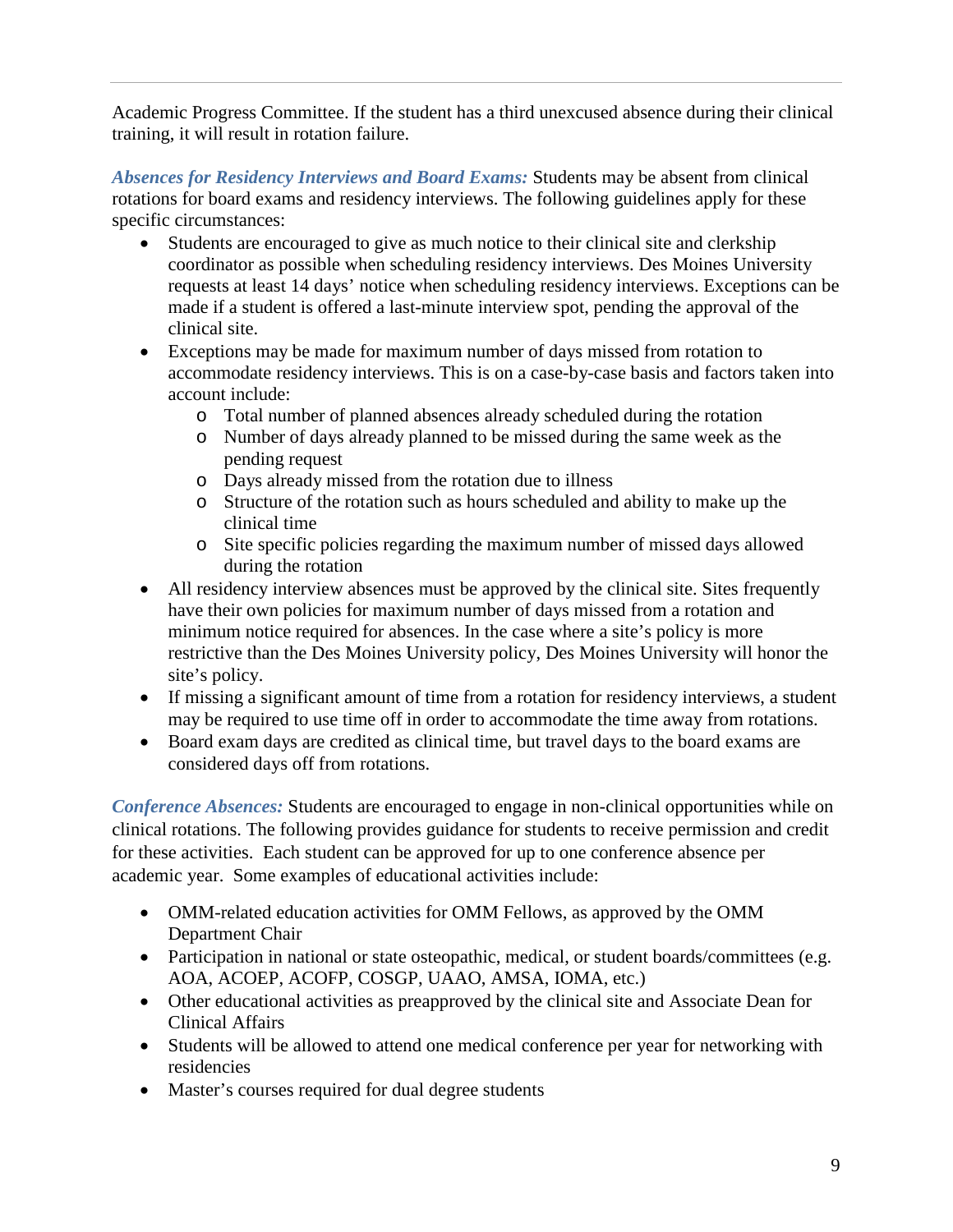Academic Progress Committee. If the student has a third unexcused absence during their clinical training, it will result in rotation failure.

***Absences for Residency Interviews and Board Exams:*** Students may be absent from clinical rotations for board exams and residency interviews. The following guidelines apply for these specific circumstances:

- Students are encouraged to give as much notice to their clinical site and clerkship coordinator as possible when scheduling residency interviews. Des Moines University requests at least 14 days' notice when scheduling residency interviews. Exceptions can be made if a student is offered a last-minute interview spot, pending the approval of the clinical site.
- Exceptions may be made for maximum number of days missed from rotation to accommodate residency interviews. This is on a case-by-case basis and factors taken into account include:
  - Total number of planned absences already scheduled during the rotation
  - Number of days already planned to be missed during the same week as the pending request
  - Days already missed from the rotation due to illness
  - Structure of the rotation such as hours scheduled and ability to make up the clinical time
  - Site specific policies regarding the maximum number of missed days allowed during the rotation
- All residency interview absences must be approved by the clinical site. Sites frequently have their own policies for maximum number of days missed from a rotation and minimum notice required for absences. In the case where a site's policy is more restrictive than the Des Moines University policy, Des Moines University will honor the site's policy.
- If missing a significant amount of time from a rotation for residency interviews, a student may be required to use time off in order to accommodate the time away from rotations.
- Board exam days are credited as clinical time, but travel days to the board exams are considered days off from rotations.

***Conference Absences:*** Students are encouraged to engage in non-clinical opportunities while on clinical rotations. The following provides guidance for students to receive permission and credit for these activities. Each student can be approved for up to one conference absence per academic year. Some examples of educational activities include:

- OMM-related education activities for OMM Fellows, as approved by the OMM Department Chair
- Participation in national or state osteopathic, medical, or student boards/committees (e.g. AOA, ACOEP, ACOFP, COSGP, UAAO, AMSA, IOMA, etc.)
- Other educational activities as preapproved by the clinical site and Associate Dean for Clinical Affairs
- Students will be allowed to attend one medical conference per year for networking with residencies
- Master's courses required for dual degree students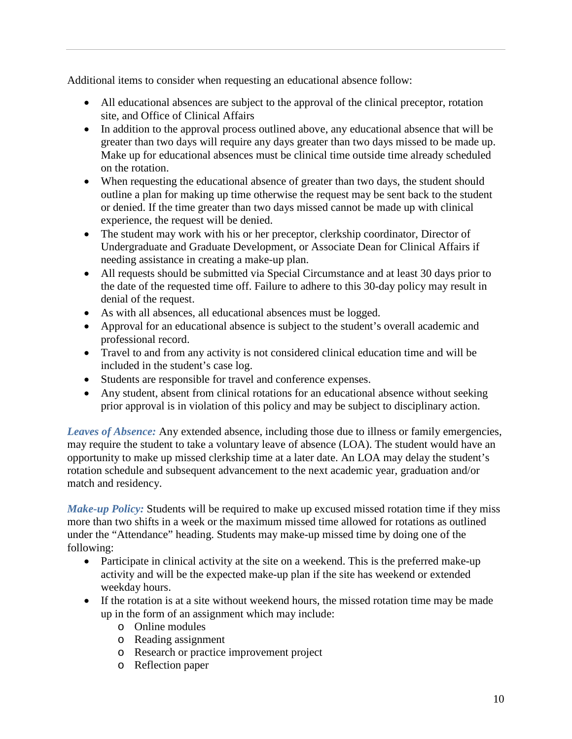Additional items to consider when requesting an educational absence follow:

- All educational absences are subject to the approval of the clinical preceptor, rotation site, and Office of Clinical Affairs
- In addition to the approval process outlined above, any educational absence that will be greater than two days will require any days greater than two days missed to be made up. Make up for educational absences must be clinical time outside time already scheduled on the rotation.
- When requesting the educational absence of greater than two days, the student should outline a plan for making up time otherwise the request may be sent back to the student or denied. If the time greater than two days missed cannot be made up with clinical experience, the request will be denied.
- The student may work with his or her preceptor, clerkship coordinator, Director of Undergraduate and Graduate Development, or Associate Dean for Clinical Affairs if needing assistance in creating a make-up plan.
- All requests should be submitted via Special Circumstance and at least 30 days prior to the date of the requested time off. Failure to adhere to this 30-day policy may result in denial of the request.
- As with all absences, all educational absences must be logged.
- Approval for an educational absence is subject to the student's overall academic and professional record.
- Travel to and from any activity is not considered clinical education time and will be included in the student's case log.
- Students are responsible for travel and conference expenses.
- Any student, absent from clinical rotations for an educational absence without seeking prior approval is in violation of this policy and may be subject to disciplinary action.

***Leaves of Absence:*** Any extended absence, including those due to illness or family emergencies, may require the student to take a voluntary leave of absence (LOA). The student would have an opportunity to make up missed clerkship time at a later date. An LOA may delay the student's rotation schedule and subsequent advancement to the next academic year, graduation and/or match and residency.

***Make-up Policy:*** Students will be required to make up excused missed rotation time if they miss more than two shifts in a week or the maximum missed time allowed for rotations as outlined under the "Attendance" heading. Students may make-up missed time by doing one of the following:

- Participate in clinical activity at the site on a weekend. This is the preferred make-up activity and will be the expected make-up plan if the site has weekend or extended weekday hours.
- If the rotation is at a site without weekend hours, the missed rotation time may be made up in the form of an assignment which may include:
    - Online modules
    - Reading assignment
    - Research or practice improvement project
    - Reflection paper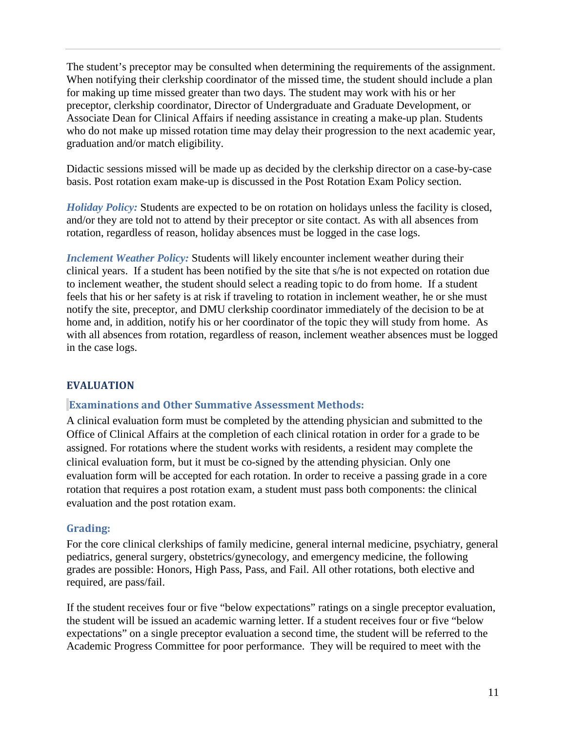The student's preceptor may be consulted when determining the requirements of the assignment. When notifying their clerkship coordinator of the missed time, the student should include a plan for making up time missed greater than two days. The student may work with his or her preceptor, clerkship coordinator, Director of Undergraduate and Graduate Development, or Associate Dean for Clinical Affairs if needing assistance in creating a make-up plan. Students who do not make up missed rotation time may delay their progression to the next academic year, graduation and/or match eligibility.

Didactic sessions missed will be made up as decided by the clerkship director on a case-by-case basis. Post rotation exam make-up is discussed in the Post Rotation Exam Policy section.

***Holiday Policy:*** Students are expected to be on rotation on holidays unless the facility is closed, and/or they are told not to attend by their preceptor or site contact. As with all absences from rotation, regardless of reason, holiday absences must be logged in the case logs.

***Inclement Weather Policy:*** Students will likely encounter inclement weather during their clinical years. If a student has been notified by the site that s/he is not expected on rotation due to inclement weather, the student should select a reading topic to do from home. If a student feels that his or her safety is at risk if traveling to rotation in inclement weather, he or she must notify the site, preceptor, and DMU clerkship coordinator immediately of the decision to be at home and, in addition, notify his or her coordinator of the topic they will study from home. As with all absences from rotation, regardless of reason, inclement weather absences must be logged in the case logs.

## EVALUATION

### Examinations and Other Summative Assessment Methods:

A clinical evaluation form must be completed by the attending physician and submitted to the Office of Clinical Affairs at the completion of each clinical rotation in order for a grade to be assigned. For rotations where the student works with residents, a resident may complete the clinical evaluation form, but it must be co-signed by the attending physician. Only one evaluation form will be accepted for each rotation. In order to receive a passing grade in a core rotation that requires a post rotation exam, a student must pass both components: the clinical evaluation and the post rotation exam.

### Grading:

For the core clinical clerkships of family medicine, general internal medicine, psychiatry, general pediatrics, general surgery, obstetrics/gynecology, and emergency medicine, the following grades are possible: Honors, High Pass, Pass, and Fail. All other rotations, both elective and required, are pass/fail.

If the student receives four or five "below expectations" ratings on a single preceptor evaluation, the student will be issued an academic warning letter. If a student receives four or five "below expectations" on a single preceptor evaluation a second time, the student will be referred to the Academic Progress Committee for poor performance. They will be required to meet with the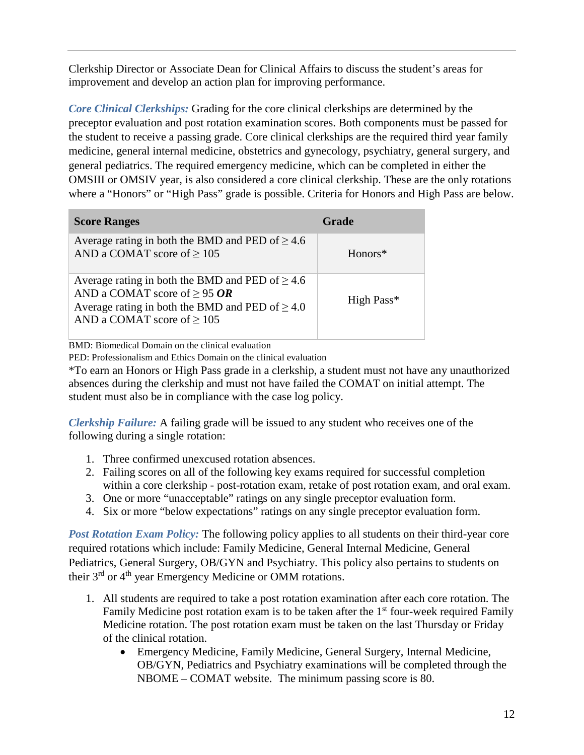Clerkship Director or Associate Dean for Clinical Affairs to discuss the student's areas for improvement and develop an action plan for improving performance.

***Core Clinical Clerkships:*** Grading for the core clinical clerkships are determined by the preceptor evaluation and post rotation examination scores. Both components must be passed for the student to receive a passing grade. Core clinical clerkships are the required third year family medicine, general internal medicine, obstetrics and gynecology, psychiatry, general surgery, and general pediatrics. The required emergency medicine, which can be completed in either the OMSIII or OMSIV year, is also considered a core clinical clerkship. These are the only rotations where a "Honors" or "High Pass" grade is possible. Criteria for Honors and High Pass are below.

| Score Ranges | Grade |
|---|---|
| Average rating in both the BMD and PED of ≥ 4.6 AND a COMAT score of ≥ 105 | Honors* |
| Average rating in both the BMD and PED of ≥ 4.6 AND a COMAT score of ≥ 95 ***OR*** Average rating in both the BMD and PED of ≥ 4.0 AND a COMAT score of ≥ 105 | High Pass* |

BMD: Biomedical Domain on the clinical evaluation
PED: Professionalism and Ethics Domain on the clinical evaluation
*To earn an Honors or High Pass grade in a clerkship, a student must not have any unauthorized absences during the clerkship and must not have failed the COMAT on initial attempt. The student must also be in compliance with the case log policy.

***Clerkship Failure:*** A failing grade will be issued to any student who receives one of the following during a single rotation:

1. Three confirmed unexcused rotation absences.
2. Failing scores on all of the following key exams required for successful completion within a core clerkship - post-rotation exam, retake of post rotation exam, and oral exam.
3. One or more "unacceptable" ratings on any single preceptor evaluation form.
4. Six or more "below expectations" ratings on any single preceptor evaluation form.

***Post Rotation Exam Policy:*** The following policy applies to all students on their third-year core required rotations which include: Family Medicine, General Internal Medicine, General Pediatrics, General Surgery, OB/GYN and Psychiatry. This policy also pertains to students on their 3rd or 4th year Emergency Medicine or OMM rotations.

1. All students are required to take a post rotation examination after each core rotation. The Family Medicine post rotation exam is to be taken after the 1st four-week required Family Medicine rotation. The post rotation exam must be taken on the last Thursday or Friday of the clinical rotation.
    - Emergency Medicine, Family Medicine, General Surgery, Internal Medicine, OB/GYN, Pediatrics and Psychiatry examinations will be completed through the NBOME – COMAT website. The minimum passing score is 80.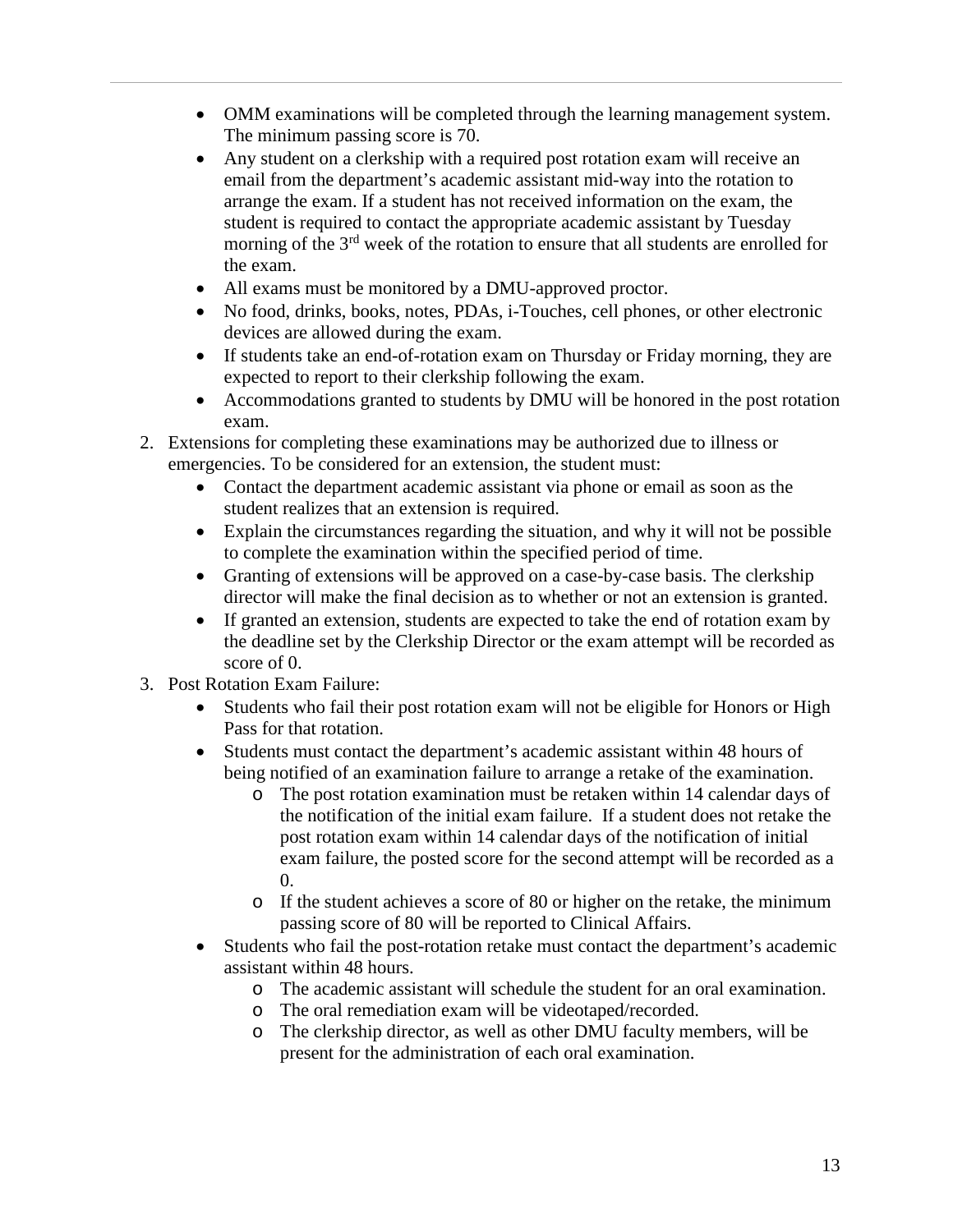- OMM examinations will be completed through the learning management system. The minimum passing score is 70.
- Any student on a clerkship with a required post rotation exam will receive an email from the department's academic assistant mid-way into the rotation to arrange the exam. If a student has not received information on the exam, the student is required to contact the appropriate academic assistant by Tuesday morning of the 3rd week of the rotation to ensure that all students are enrolled for the exam.
- All exams must be monitored by a DMU-approved proctor.
- No food, drinks, books, notes, PDAs, i-Touches, cell phones, or other electronic devices are allowed during the exam.
- If students take an end-of-rotation exam on Thursday or Friday morning, they are expected to report to their clerkship following the exam.
- Accommodations granted to students by DMU will be honored in the post rotation exam.

2. Extensions for completing these examinations may be authorized due to illness or emergencies. To be considered for an extension, the student must:
   - Contact the department academic assistant via phone or email as soon as the student realizes that an extension is required.
   - Explain the circumstances regarding the situation, and why it will not be possible to complete the examination within the specified period of time.
   - Granting of extensions will be approved on a case-by-case basis. The clerkship director will make the final decision as to whether or not an extension is granted.
   - If granted an extension, students are expected to take the end of rotation exam by the deadline set by the Clerkship Director or the exam attempt will be recorded as score of 0.
3. Post Rotation Exam Failure:
   - Students who fail their post rotation exam will not be eligible for Honors or High Pass for that rotation.
   - Students must contact the department's academic assistant within 48 hours of being notified of an examination failure to arrange a retake of the examination.
     - The post rotation examination must be retaken within 14 calendar days of the notification of the initial exam failure. If a student does not retake the post rotation exam within 14 calendar days of the notification of initial exam failure, the posted score for the second attempt will be recorded as a 0.
     - If the student achieves a score of 80 or higher on the retake, the minimum passing score of 80 will be reported to Clinical Affairs.
   - Students who fail the post-rotation retake must contact the department's academic assistant within 48 hours.
     - The academic assistant will schedule the student for an oral examination.
     - The oral remediation exam will be videotaped/recorded.
     - The clerkship director, as well as other DMU faculty members, will be present for the administration of each oral examination.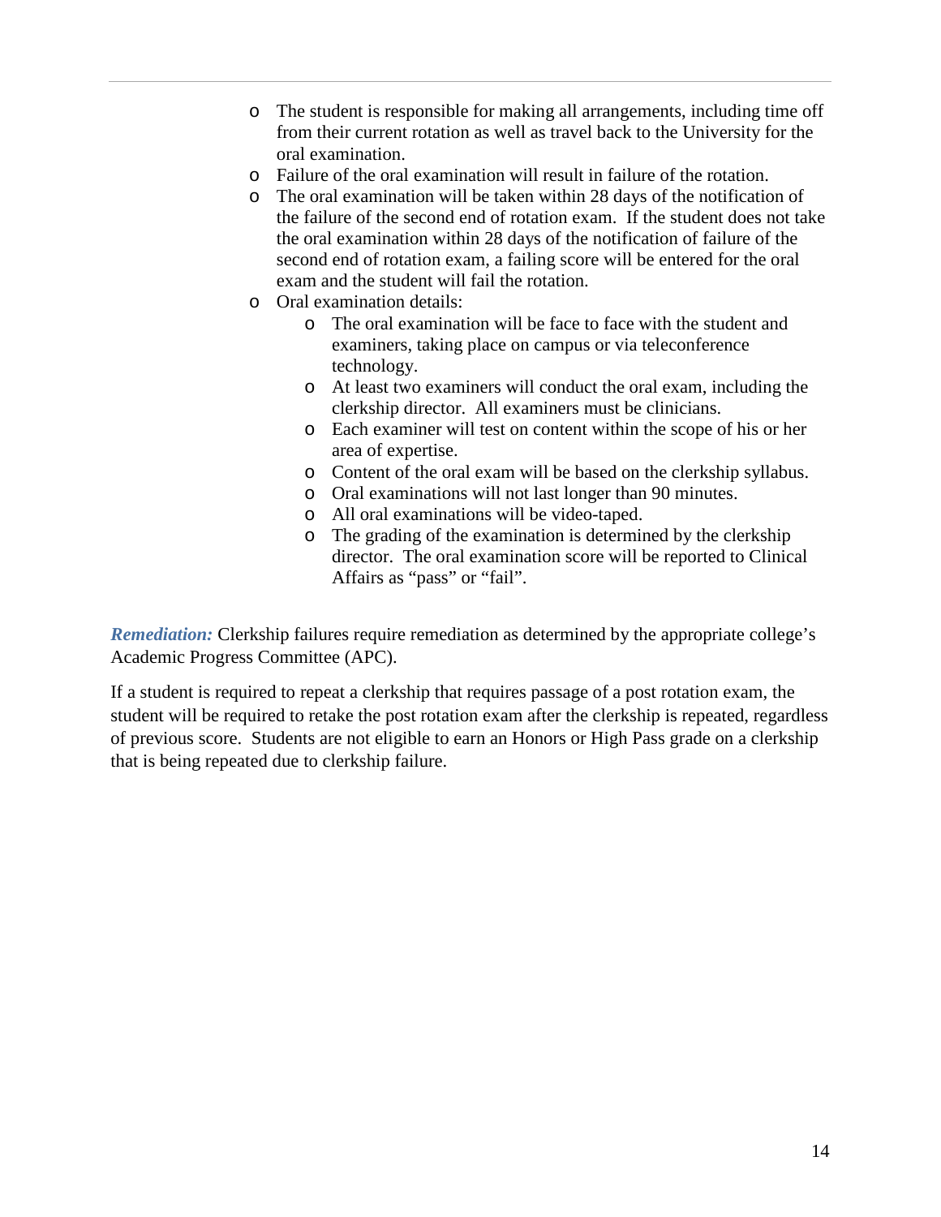- The student is responsible for making all arrangements, including time off from their current rotation as well as travel back to the University for the oral examination.
- Failure of the oral examination will result in failure of the rotation.
- The oral examination will be taken within 28 days of the notification of the failure of the second end of rotation exam. If the student does not take the oral examination within 28 days of the notification of failure of the second end of rotation exam, a failing score will be entered for the oral exam and the student will fail the rotation.
- Oral examination details:
  - The oral examination will be face to face with the student and examiners, taking place on campus or via teleconference technology.
  - At least two examiners will conduct the oral exam, including the clerkship director. All examiners must be clinicians.
  - Each examiner will test on content within the scope of his or her area of expertise.
  - Content of the oral exam will be based on the clerkship syllabus.
  - Oral examinations will not last longer than 90 minutes.
  - All oral examinations will be video-taped.
  - The grading of the examination is determined by the clerkship director. The oral examination score will be reported to Clinical Affairs as "pass" or "fail".

***Remediation:*** Clerkship failures require remediation as determined by the appropriate college's Academic Progress Committee (APC).

If a student is required to repeat a clerkship that requires passage of a post rotation exam, the student will be required to retake the post rotation exam after the clerkship is repeated, regardless of previous score. Students are not eligible to earn an Honors or High Pass grade on a clerkship that is being repeated due to clerkship failure.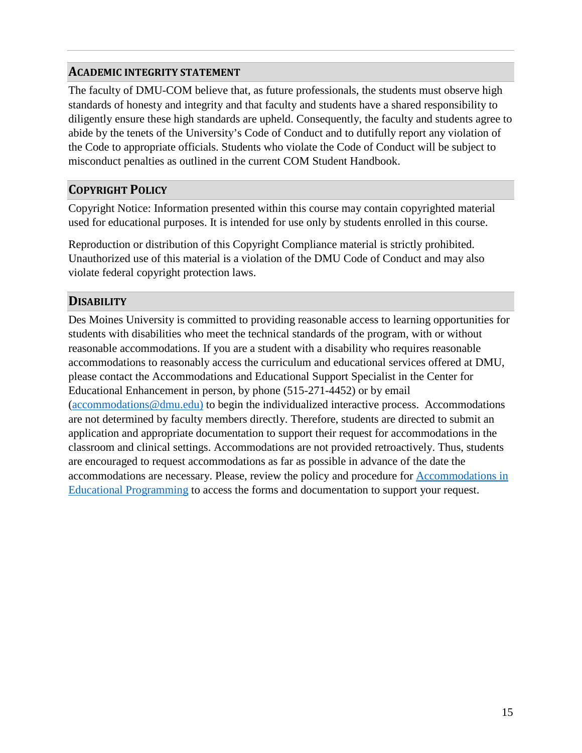## Academic Integrity Statement

The faculty of DMU-COM believe that, as future professionals, the students must observe high standards of honesty and integrity and that faculty and students have a shared responsibility to diligently ensure these high standards are upheld. Consequently, the faculty and students agree to abide by the tenets of the University's Code of Conduct and to dutifully report any violation of the Code to appropriate officials. Students who violate the Code of Conduct will be subject to misconduct penalties as outlined in the current COM Student Handbook.

## Copyright Policy

Copyright Notice: Information presented within this course may contain copyrighted material used for educational purposes. It is intended for use only by students enrolled in this course.

Reproduction or distribution of this Copyright Compliance material is strictly prohibited. Unauthorized use of this material is a violation of the DMU Code of Conduct and may also violate federal copyright protection laws.

## Disability

Des Moines University is committed to providing reasonable access to learning opportunities for students with disabilities who meet the technical standards of the program, with or without reasonable accommodations. If you are a student with a disability who requires reasonable accommodations to reasonably access the curriculum and educational services offered at DMU, please contact the Accommodations and Educational Support Specialist in the Center for Educational Enhancement in person, by phone (515-271-4452) or by email (accommodations@dmu.edu) to begin the individualized interactive process. Accommodations are not determined by faculty members directly. Therefore, students are directed to submit an application and appropriate documentation to support their request for accommodations in the classroom and clinical settings. Accommodations are not provided retroactively. Thus, students are encouraged to request accommodations as far as possible in advance of the date the accommodations are necessary. Please, review the policy and procedure for Accommodations in Educational Programming to access the forms and documentation to support your request.